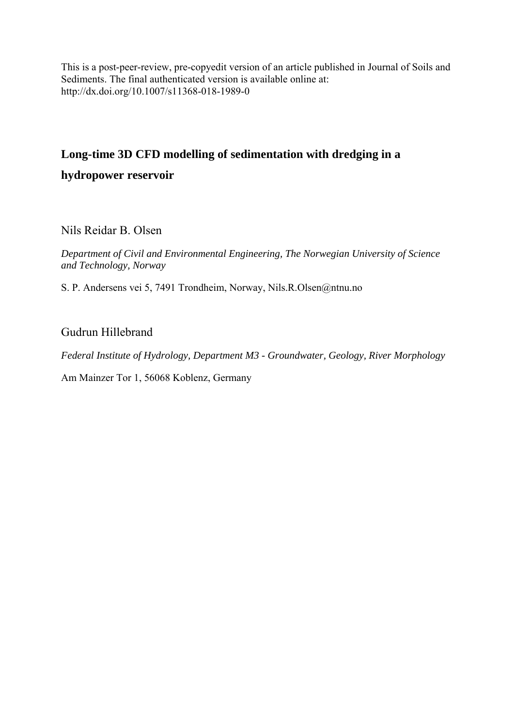This is a post-peer-review, pre-copyedit version of an article published in Journal of Soils and Sediments. The final authenticated version is available online at: http://dx.doi.org/10.1007/s11368-018-1989-0

# Long-time 3D CFD modelling of sedimentation with dredging in a hydropower reservoir

Nils Reidar B. Olsen

*Department of Civil and Environmental Engineering, The Norwegian University of Science and Technology, Norway*

S. P. Andersens vei 5, 7491 Trondheim, Norway, Nils.R.Olsen@ntnu.no

Gudrun Hillebrand

*Federal Institute of Hydrology, Department M3 - Groundwater, Geology, River Morphology*

Am Mainzer Tor 1, 56068 Koblenz, Germany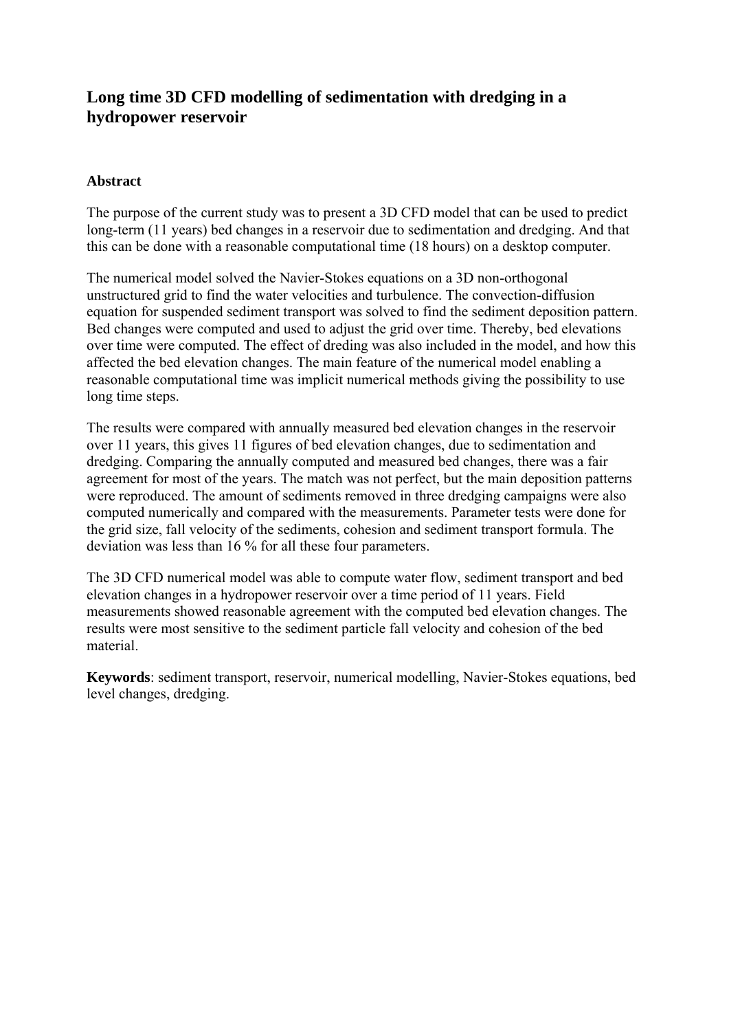# Long time 3D CFD modelling of sedimentation with dredging in a hydropower reservoir

## Abstract

The purpose of the current study was to present a 3D CFD model that can be used to predict long-term (11 years) bed changes in a reservoir due to sedimentation and dredging. And that this can be done with a reasonable computational time (18 hours) on a desktop computer.

The numerical model solved the Navier-Stokes equations on a 3D non-orthogonal unstructured grid to find the water velocities and turbulence. The convection-diffusion equation for suspended sediment transport was solved to find the sediment deposition pattern. Bed changes were computed and used to adjust the grid over time. Thereby, bed elevations over time were computed. The effect of dreding was also included in the model, and how this affected the bed elevation changes. The main feature of the numerical model enabling a reasonable computational time was implicit numerical methods giving the possibility to use long time steps.

The results were compared with annually measured bed elevation changes in the reservoir over 11 years, this gives 11 figures of bed elevation changes, due to sedimentation and dredging. Comparing the annually computed and measured bed changes, there was a fair agreement for most of the years. The match was not perfect, but the main deposition patterns were reproduced. The amount of sediments removed in three dredging campaigns were also computed numerically and compared with the measurements. Parameter tests were done for the grid size, fall velocity of the sediments, cohesion and sediment transport formula. The deviation was less than 16 % for all these four parameters.

The 3D CFD numerical model was able to compute water flow, sediment transport and bed elevation changes in a hydropower reservoir over a time period of 11 years. Field measurements showed reasonable agreement with the computed bed elevation changes. The results were most sensitive to the sediment particle fall velocity and cohesion of the bed material.

**Keywords**: sediment transport, reservoir, numerical modelling, Navier-Stokes equations, bed level changes, dredging.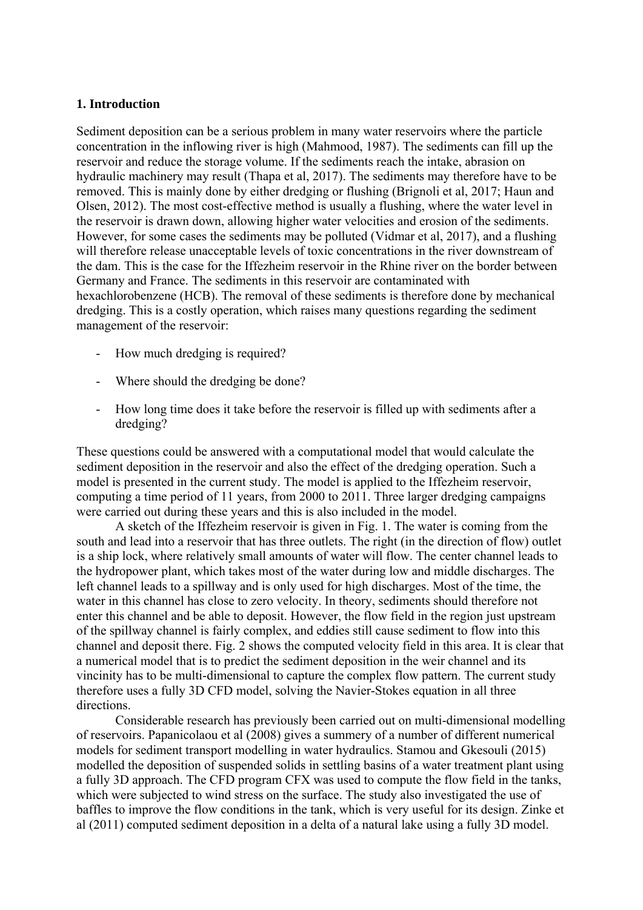## 1. Introduction

Sediment deposition can be a serious problem in many water reservoirs where the particle concentration in the inflowing river is high (Mahmood, 1987). The sediments can fill up the reservoir and reduce the storage volume. If the sediments reach the intake, abrasion on hydraulic machinery may result (Thapa et al, 2017). The sediments may therefore have to be removed. This is mainly done by either dredging or flushing (Brignoli et al, 2017; Haun and Olsen, 2012). The most cost-effective method is usually a flushing, where the water level in the reservoir is drawn down, allowing higher water velocities and erosion of the sediments. However, for some cases the sediments may be polluted (Vidmar et al, 2017), and a flushing will therefore release unacceptable levels of toxic concentrations in the river downstream of the dam. This is the case for the Iffezheim reservoir in the Rhine river on the border between Germany and France. The sediments in this reservoir are contaminated with hexachlorobenzene (HCB). The removal of these sediments is therefore done by mechanical dredging. This is a costly operation, which raises many questions regarding the sediment management of the reservoir:

- How much dredging is required?
- Where should the dredging be done?
- How long time does it take before the reservoir is filled up with sediments after a dredging?

These questions could be answered with a computational model that would calculate the sediment deposition in the reservoir and also the effect of the dredging operation. Such a model is presented in the current study. The model is applied to the Iffezheim reservoir, computing a time period of 11 years, from 2000 to 2011. Three larger dredging campaigns were carried out during these years and this is also included in the model.

A sketch of the Iffezheim reservoir is given in Fig. 1. The water is coming from the south and lead into a reservoir that has three outlets. The right (in the direction of flow) outlet is a ship lock, where relatively small amounts of water will flow. The center channel leads to the hydropower plant, which takes most of the water during low and middle discharges. The left channel leads to a spillway and is only used for high discharges. Most of the time, the water in this channel has close to zero velocity. In theory, sediments should therefore not enter this channel and be able to deposit. However, the flow field in the region just upstream of the spillway channel is fairly complex, and eddies still cause sediment to flow into this channel and deposit there. Fig. 2 shows the computed velocity field in this area. It is clear that a numerical model that is to predict the sediment deposition in the weir channel and its vincinity has to be multi-dimensional to capture the complex flow pattern. The current study therefore uses a fully 3D CFD model, solving the Navier-Stokes equation in all three directions.

Considerable research has previously been carried out on multi-dimensional modelling of reservoirs. Papanicolaou et al (2008) gives a summery of a number of different numerical models for sediment transport modelling in water hydraulics. Stamou and Gkesouli (2015) modelled the deposition of suspended solids in settling basins of a water treatment plant using a fully 3D approach. The CFD program CFX was used to compute the flow field in the tanks, which were subjected to wind stress on the surface. The study also investigated the use of baffles to improve the flow conditions in the tank, which is very useful for its design. Zinke et al (2011) computed sediment deposition in a delta of a natural lake using a fully 3D model.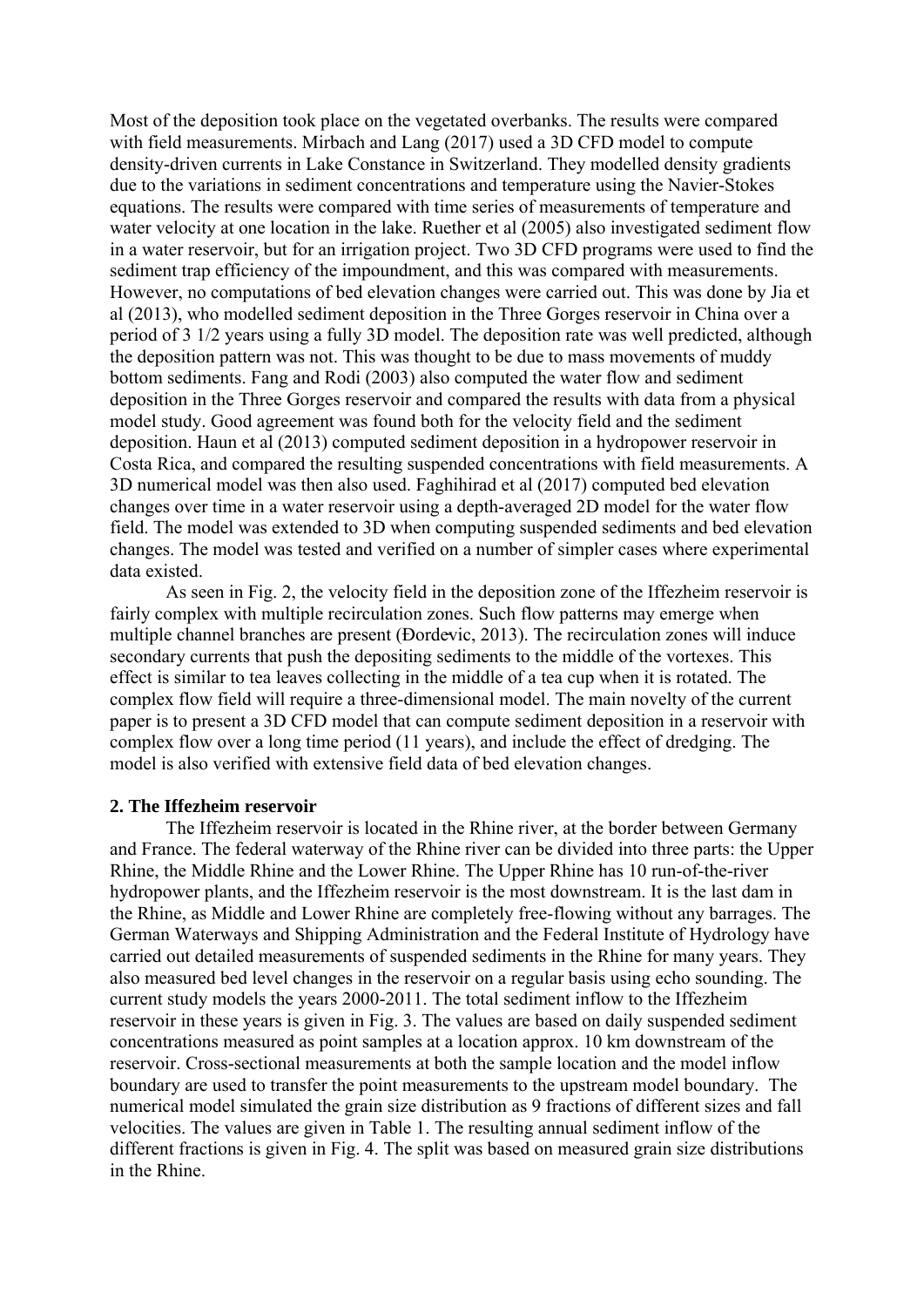Most of the deposition took place on the vegetated overbanks. The results were compared with field measurements. Mirbach and Lang (2017) used a 3D CFD model to compute density-driven currents in Lake Constance in Switzerland. They modelled density gradients due to the variations in sediment concentrations and temperature using the Navier-Stokes equations. The results were compared with time series of measurements of temperature and water velocity at one location in the lake. Ruether et al (2005) also investigated sediment flow in a water reservoir, but for an irrigation project. Two 3D CFD programs were used to find the sediment trap efficiency of the impoundment, and this was compared with measurements. However, no computations of bed elevation changes were carried out. This was done by Jia et al (2013), who modelled sediment deposition in the Three Gorges reservoir in China over a period of 3 1/2 years using a fully 3D model. The deposition rate was well predicted, although the deposition pattern was not. This was thought to be due to mass movements of muddy bottom sediments. Fang and Rodi (2003) also computed the water flow and sediment deposition in the Three Gorges reservoir and compared the results with data from a physical model study. Good agreement was found both for the velocity field and the sediment deposition. Haun et al (2013) computed sediment deposition in a hydropower reservoir in Costa Rica, and compared the resulting suspended concentrations with field measurements. A 3D numerical model was then also used. Faghihirad et al (2017) computed bed elevation changes over time in a water reservoir using a depth-averaged 2D model for the water flow field. The model was extended to 3D when computing suspended sediments and bed elevation changes. The model was tested and verified on a number of simpler cases where experimental data existed.

As seen in Fig. 2, the velocity field in the deposition zone of the Iffezheim reservoir is fairly complex with multiple recirculation zones. Such flow patterns may emerge when multiple channel branches are present (Đorđević, 2013). The recirculation zones will induce secondary currents that push the depositing sediments to the middle of the vortexes. This effect is similar to tea leaves collecting in the middle of a tea cup when it is rotated. The complex flow field will require a three-dimensional model. The main novelty of the current paper is to present a 3D CFD model that can compute sediment deposition in a reservoir with complex flow over a long time period (11 years), and include the effect of dredging. The model is also verified with extensive field data of bed elevation changes.

## 2. The Iffezheim reservoir

The Iffezheim reservoir is located in the Rhine river, at the border between Germany and France. The federal waterway of the Rhine river can be divided into three parts: the Upper Rhine, the Middle Rhine and the Lower Rhine. The Upper Rhine has 10 run-of-the-river hydropower plants, and the Iffezheim reservoir is the most downstream. It is the last dam in the Rhine, as Middle and Lower Rhine are completely free-flowing without any barrages. The German Waterways and Shipping Administration and the Federal Institute of Hydrology have carried out detailed measurements of suspended sediments in the Rhine for many years. They also measured bed level changes in the reservoir on a regular basis using echo sounding. The current study models the years 2000-2011. The total sediment inflow to the Iffezheim reservoir in these years is given in Fig. 3. The values are based on daily suspended sediment concentrations measured as point samples at a location approx. 10 km downstream of the reservoir. Cross-sectional measurements at both the sample location and the model inflow boundary are used to transfer the point measurements to the upstream model boundary. The numerical model simulated the grain size distribution as 9 fractions of different sizes and fall velocities. The values are given in Table 1. The resulting annual sediment inflow of the different fractions is given in Fig. 4. The split was based on measured grain size distributions in the Rhine.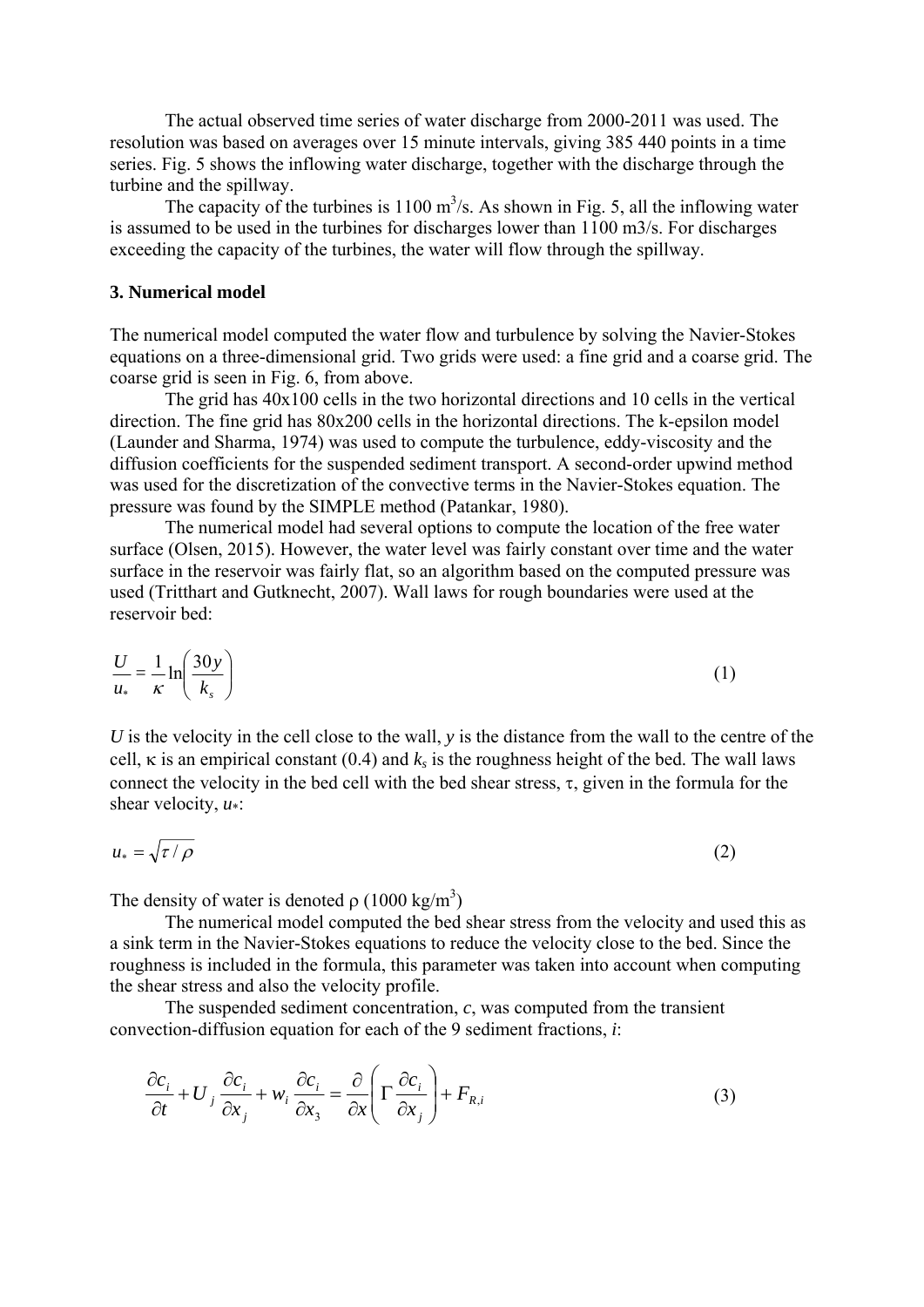The actual observed time series of water discharge from 2000-2011 was used. The resolution was based on averages over 15 minute intervals, giving 385 440 points in a time series. Fig. 5 shows the inflowing water discharge, together with the discharge through the turbine and the spillway.

The capacity of the turbines is 1100 $m^3/s$. As shown in Fig. 5, all the inflowing water is assumed to be used in the turbines for discharges lower than 1100 m3/s. For discharges exceeding the capacity of the turbines, the water will flow through the spillway.

## 3. Numerical model

The numerical model computed the water flow and turbulence by solving the Navier-Stokes equations on a three-dimensional grid. Two grids were used: a fine grid and a coarse grid. The coarse grid is seen in Fig. 6, from above.

The grid has 40x100 cells in the two horizontal directions and 10 cells in the vertical direction. The fine grid has 80x200 cells in the horizontal directions. The k-epsilon model (Launder and Sharma, 1974) was used to compute the turbulence, eddy-viscosity and the diffusion coefficients for the suspended sediment transport. A second-order upwind method was used for the discretization of the convective terms in the Navier-Stokes equation. The pressure was found by the SIMPLE method (Patankar, 1980).

The numerical model had several options to compute the location of the free water surface (Olsen, 2015). However, the water level was fairly constant over time and the water surface in the reservoir was fairly flat, so an algorithm based on the computed pressure was used (Tritthart and Gutknecht, 2007). Wall laws for rough boundaries were used at the reservoir bed:

$$\frac{U}{u_*} = \frac{1}{\kappa} \ln\left(\frac{30y}{k_s}\right) \tag{1}$$

$U$ is the velocity in the cell close to the wall, $y$ is the distance from the wall to the centre of the cell, $\kappa$ is an empirical constant (0.4) and $k_s$ is the roughness height of the bed. The wall laws connect the velocity in the bed cell with the bed shear stress, $\tau$, given in the formula for the shear velocity, $u_*$:

$$u_* = \sqrt{\tau / \rho} \tag{2}$$

The density of water is denoted $\rho$ (1000 $kg/m^3$)

The numerical model computed the bed shear stress from the velocity and used this as a sink term in the Navier-Stokes equations to reduce the velocity close to the bed. Since the roughness is included in the formula, this parameter was taken into account when computing the shear stress and also the velocity profile.

The suspended sediment concentration, $c$, was computed from the transient convection-diffusion equation for each of the 9 sediment fractions, $i$:

$$\frac{\partial c_i}{\partial t} + U_j \frac{\partial c_i}{\partial x_j} + w_i \frac{\partial c_i}{\partial x_3} = \frac{\partial}{\partial x}\left(\Gamma \frac{\partial c_i}{\partial x_j}\right) + F_{R,i} \tag{3}$$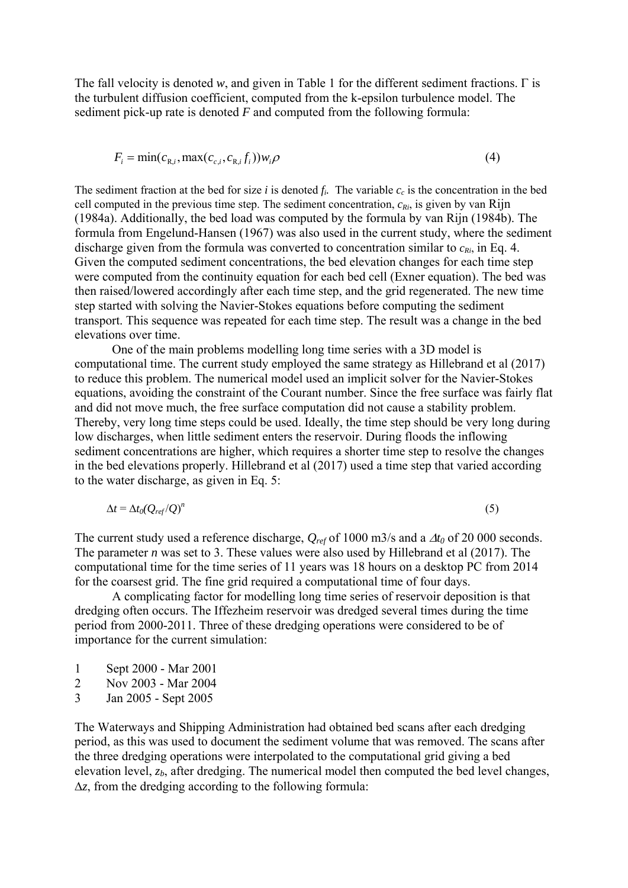The fall velocity is denoted $w$, and given in Table 1 for the different sediment fractions. $\Gamma$ is the turbulent diffusion coefficient, computed from the k-epsilon turbulence model. The sediment pick-up rate is denoted $F$ and computed from the following formula:

$$F_i = \min(c_{R,i}, \max(c_{c,i}, c_{R,i} f_i)) w_i \rho \quad (4)$$

The sediment fraction at the bed for size $i$ is denoted $f_i$. The variable $c_c$ is the concentration in the bed cell computed in the previous time step. The sediment concentration, $c_{Ri}$, is given by van Rijn (1984a). Additionally, the bed load was computed by the formula by van Rijn (1984b). The formula from Engelund-Hansen (1967) was also used in the current study, where the sediment discharge given from the formula was converted to concentration similar to $c_{Ri}$, in Eq. 4. Given the computed sediment concentrations, the bed elevation changes for each time step were computed from the continuity equation for each bed cell (Exner equation). The bed was then raised/lowered accordingly after each time step, and the grid regenerated. The new time step started with solving the Navier-Stokes equations before computing the sediment transport. This sequence was repeated for each time step. The result was a change in the bed elevations over time.

One of the main problems modelling long time series with a 3D model is computational time. The current study employed the same strategy as Hillebrand et al (2017) to reduce this problem. The numerical model used an implicit solver for the Navier-Stokes equations, avoiding the constraint of the Courant number. Since the free surface was fairly flat and did not move much, the free surface computation did not cause a stability problem. Thereby, very long time steps could be used. Ideally, the time step should be very long during low discharges, when little sediment enters the reservoir. During floods the inflowing sediment concentrations are higher, which requires a shorter time step to resolve the changes in the bed elevations properly. Hillebrand et al (2017) used a time step that varied according to the water discharge, as given in Eq. 5:

$$\Delta t = \Delta t_0 (Q_{ref}/Q)^n \quad (5)$$

The current study used a reference discharge, $Q_{ref}$ of 1000 m3/s and a $\Delta t_0$ of 20 000 seconds. The parameter $n$ was set to 3. These values were also used by Hillebrand et al (2017). The computational time for the time series of 11 years was 18 hours on a desktop PC from 2014 for the coarsest grid. The fine grid required a computational time of four days.

A complicating factor for modelling long time series of reservoir deposition is that dredging often occurs. The Iffezheim reservoir was dredged several times during the time period from 2000-2011. Three of these dredging operations were considered to be of importance for the current simulation:

1 Sept 2000 - Mar 2001
2 Nov 2003 - Mar 2004
3 Jan 2005 - Sept 2005

The Waterways and Shipping Administration had obtained bed scans after each dredging period, as this was used to document the sediment volume that was removed. The scans after the three dredging operations were interpolated to the computational grid giving a bed elevation level, $z_b$, after dredging. The numerical model then computed the bed level changes, $\Delta z$, from the dredging according to the following formula: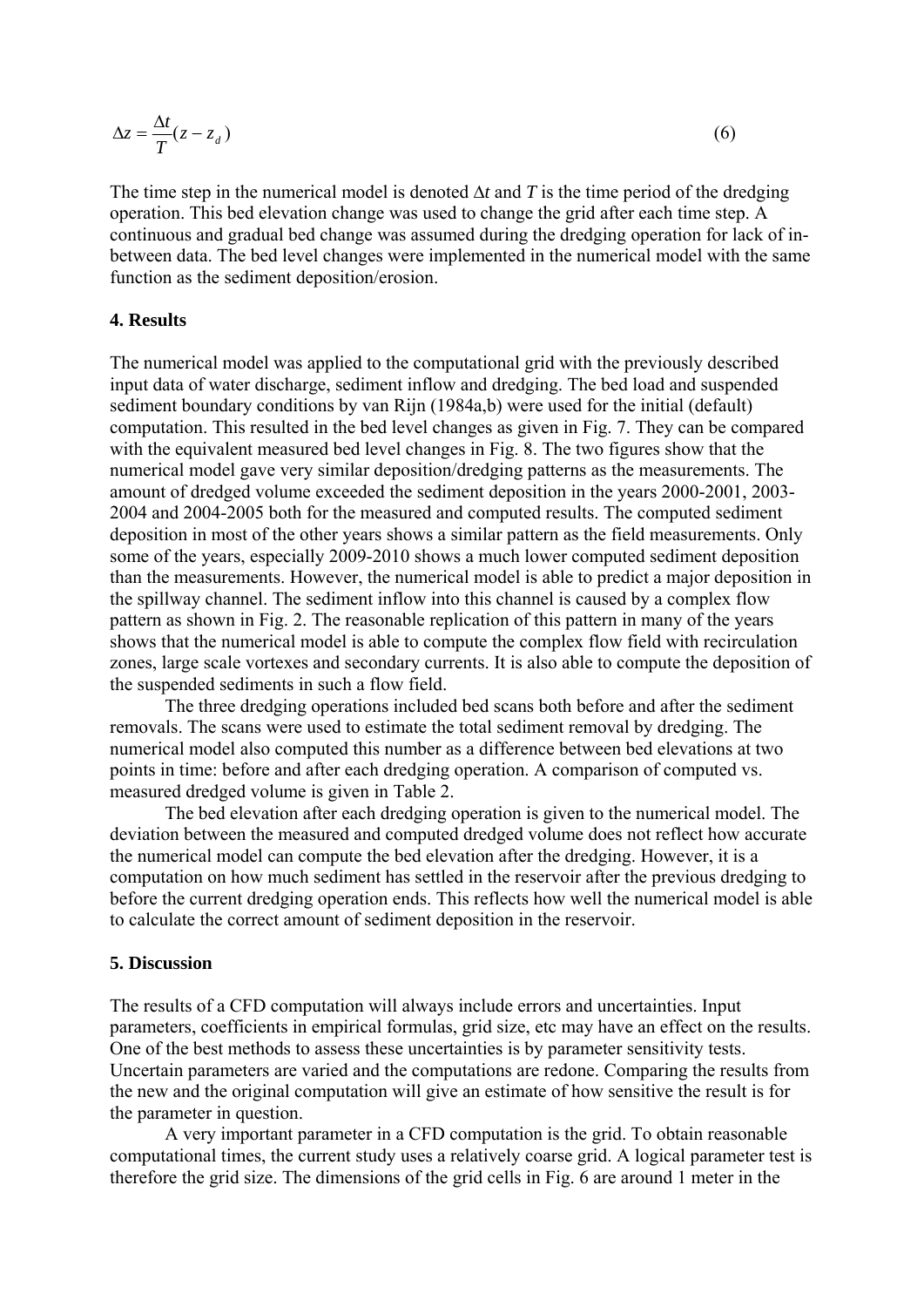$$\Delta z = \frac{\Delta t}{T}(z - z_d) \tag{6}$$

The time step in the numerical model is denoted $\Delta t$ and $T$ is the time period of the dredging operation. This bed elevation change was used to change the grid after each time step. A continuous and gradual bed change was assumed during the dredging operation for lack of in-between data. The bed level changes were implemented in the numerical model with the same function as the sediment deposition/erosion.

## 4. Results

The numerical model was applied to the computational grid with the previously described input data of water discharge, sediment inflow and dredging. The bed load and suspended sediment boundary conditions by van Rijn (1984a,b) were used for the initial (default) computation. This resulted in the bed level changes as given in Fig. 7. They can be compared with the equivalent measured bed level changes in Fig. 8. The two figures show that the numerical model gave very similar deposition/dredging patterns as the measurements. The amount of dredged volume exceeded the sediment deposition in the years 2000-2001, 2003-2004 and 2004-2005 both for the measured and computed results. The computed sediment deposition in most of the other years shows a similar pattern as the field measurements. Only some of the years, especially 2009-2010 shows a much lower computed sediment deposition than the measurements. However, the numerical model is able to predict a major deposition in the spillway channel. The sediment inflow into this channel is caused by a complex flow pattern as shown in Fig. 2. The reasonable replication of this pattern in many of the years shows that the numerical model is able to compute the complex flow field with recirculation zones, large scale vortexes and secondary currents. It is also able to compute the deposition of the suspended sediments in such a flow field.

The three dredging operations included bed scans both before and after the sediment removals. The scans were used to estimate the total sediment removal by dredging. The numerical model also computed this number as a difference between bed elevations at two points in time: before and after each dredging operation. A comparison of computed vs. measured dredged volume is given in Table 2.

The bed elevation after each dredging operation is given to the numerical model. The deviation between the measured and computed dredged volume does not reflect how accurate the numerical model can compute the bed elevation after the dredging. However, it is a computation on how much sediment has settled in the reservoir after the previous dredging to before the current dredging operation ends. This reflects how well the numerical model is able to calculate the correct amount of sediment deposition in the reservoir.

## 5. Discussion

The results of a CFD computation will always include errors and uncertainties. Input parameters, coefficients in empirical formulas, grid size, etc may have an effect on the results. One of the best methods to assess these uncertainties is by parameter sensitivity tests. Uncertain parameters are varied and the computations are redone. Comparing the results from the new and the original computation will give an estimate of how sensitive the result is for the parameter in question.

A very important parameter in a CFD computation is the grid. To obtain reasonable computational times, the current study uses a relatively coarse grid. A logical parameter test is therefore the grid size. The dimensions of the grid cells in Fig. 6 are around 1 meter in the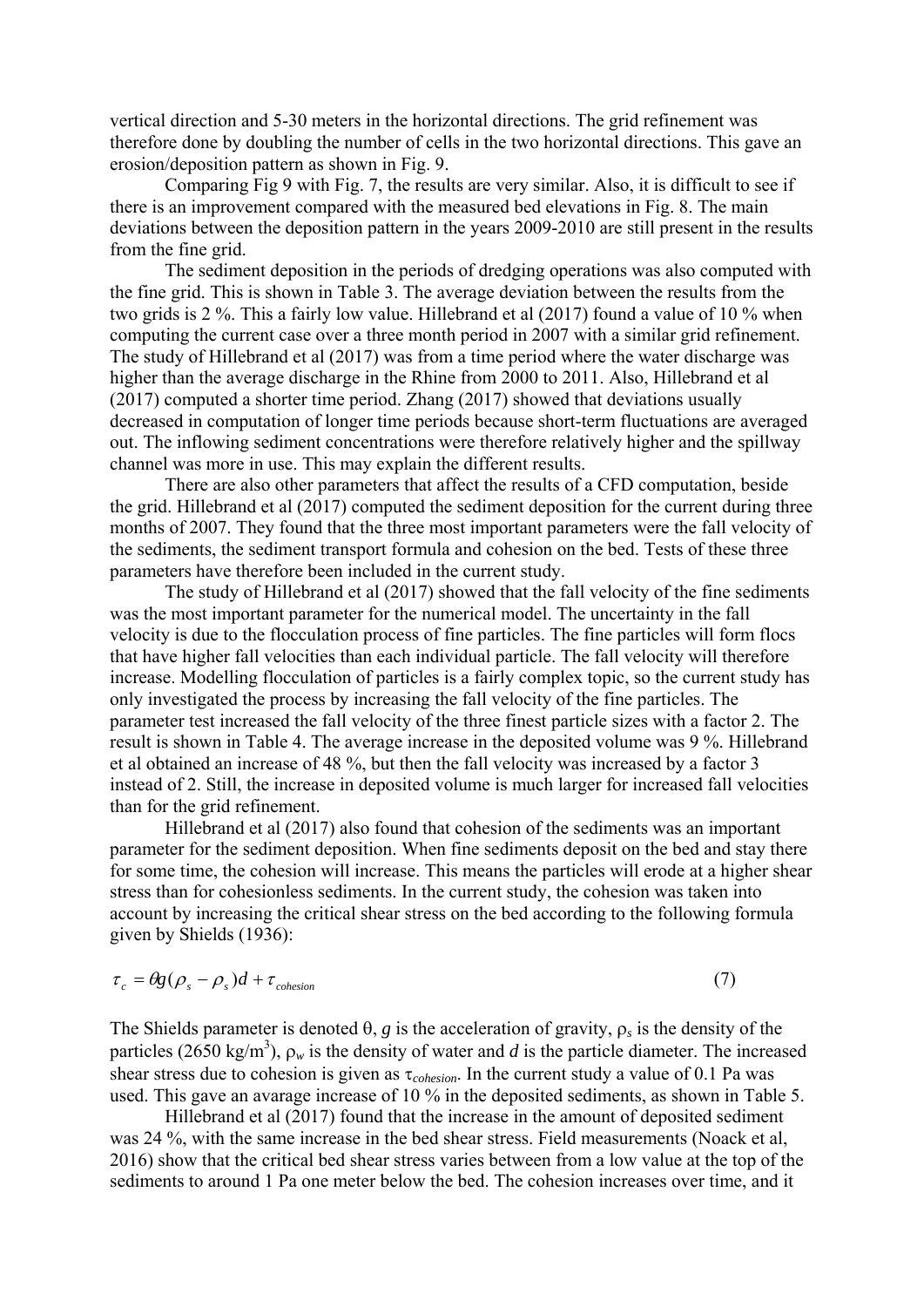vertical direction and 5-30 meters in the horizontal directions. The grid refinement was therefore done by doubling the number of cells in the two horizontal directions. This gave an erosion/deposition pattern as shown in Fig. 9.

Comparing Fig 9 with Fig. 7, the results are very similar. Also, it is difficult to see if there is an improvement compared with the measured bed elevations in Fig. 8. The main deviations between the deposition pattern in the years 2009-2010 are still present in the results from the fine grid.

The sediment deposition in the periods of dredging operations was also computed with the fine grid. This is shown in Table 3. The average deviation between the results from the two grids is 2 %. This a fairly low value. Hillebrand et al (2017) found a value of 10 % when computing the current case over a three month period in 2007 with a similar grid refinement. The study of Hillebrand et al (2017) was from a time period where the water discharge was higher than the average discharge in the Rhine from 2000 to 2011. Also, Hillebrand et al (2017) computed a shorter time period. Zhang (2017) showed that deviations usually decreased in computation of longer time periods because short-term fluctuations are averaged out. The inflowing sediment concentrations were therefore relatively higher and the spillway channel was more in use. This may explain the different results.

There are also other parameters that affect the results of a CFD computation, beside the grid. Hillebrand et al (2017) computed the sediment deposition for the current during three months of 2007. They found that the three most important parameters were the fall velocity of the sediments, the sediment transport formula and cohesion on the bed. Tests of these three parameters have therefore been included in the current study.

The study of Hillebrand et al (2017) showed that the fall velocity of the fine sediments was the most important parameter for the numerical model. The uncertainty in the fall velocity is due to the flocculation process of fine particles. The fine particles will form flocs that have higher fall velocities than each individual particle. The fall velocity will therefore increase. Modelling flocculation of particles is a fairly complex topic, so the current study has only investigated the process by increasing the fall velocity of the fine particles. The parameter test increased the fall velocity of the three finest particle sizes with a factor 2. The result is shown in Table 4. The average increase in the deposited volume was 9 %. Hillebrand et al obtained an increase of 48 %, but then the fall velocity was increased by a factor 3 instead of 2. Still, the increase in deposited volume is much larger for increased fall velocities than for the grid refinement.

Hillebrand et al (2017) also found that cohesion of the sediments was an important parameter for the sediment deposition. When fine sediments deposit on the bed and stay there for some time, the cohesion will increase. This means the particles will erode at a higher shear stress than for cohesionless sediments. In the current study, the cohesion was taken into account by increasing the critical shear stress on the bed according to the following formula given by Shields (1936):

$$\tau_c = \theta g(\rho_s - \rho_s)d + \tau_{cohesion} \tag{7}$$

The Shields parameter is denoted $\theta$, $g$ is the acceleration of gravity, $\rho_s$ is the density of the particles (2650 kg/m$^3$), $\rho_w$ is the density of water and $d$ is the particle diameter. The increased shear stress due to cohesion is given as $\tau_{cohesion}$. In the current study a value of 0.1 Pa was used. This gave an avarage increase of 10 % in the deposited sediments, as shown in Table 5.

Hillebrand et al (2017) found that the increase in the amount of deposited sediment was 24 %, with the same increase in the bed shear stress. Field measurements (Noack et al, 2016) show that the critical bed shear stress varies between from a low value at the top of the sediments to around 1 Pa one meter below the bed. The cohesion increases over time, and it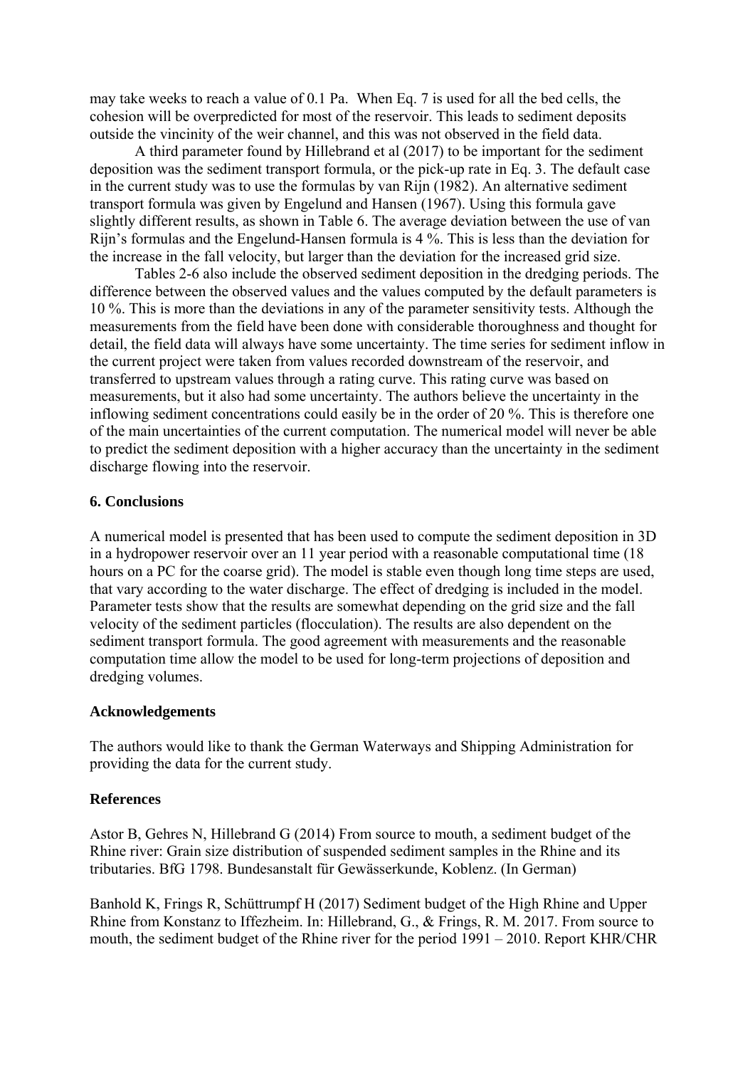may take weeks to reach a value of 0.1 Pa. When Eq. 7 is used for all the bed cells, the cohesion will be overpredicted for most of the reservoir. This leads to sediment deposits outside the vincinity of the weir channel, and this was not observed in the field data.

A third parameter found by Hillebrand et al (2017) to be important for the sediment deposition was the sediment transport formula, or the pick-up rate in Eq. 3. The default case in the current study was to use the formulas by van Rijn (1982). An alternative sediment transport formula was given by Engelund and Hansen (1967). Using this formula gave slightly different results, as shown in Table 6. The average deviation between the use of van Rijn's formulas and the Engelund-Hansen formula is 4 %. This is less than the deviation for the increase in the fall velocity, but larger than the deviation for the increased grid size.

Tables 2-6 also include the observed sediment deposition in the dredging periods. The difference between the observed values and the values computed by the default parameters is 10 %. This is more than the deviations in any of the parameter sensitivity tests. Although the measurements from the field have been done with considerable thoroughness and thought for detail, the field data will always have some uncertainty. The time series for sediment inflow in the current project were taken from values recorded downstream of the reservoir, and transferred to upstream values through a rating curve. This rating curve was based on measurements, but it also had some uncertainty. The authors believe the uncertainty in the inflowing sediment concentrations could easily be in the order of 20 %. This is therefore one of the main uncertainties of the current computation. The numerical model will never be able to predict the sediment deposition with a higher accuracy than the uncertainty in the sediment discharge flowing into the reservoir.

## 6. Conclusions

A numerical model is presented that has been used to compute the sediment deposition in 3D in a hydropower reservoir over an 11 year period with a reasonable computational time (18 hours on a PC for the coarse grid). The model is stable even though long time steps are used, that vary according to the water discharge. The effect of dredging is included in the model. Parameter tests show that the results are somewhat depending on the grid size and the fall velocity of the sediment particles (flocculation). The results are also dependent on the sediment transport formula. The good agreement with measurements and the reasonable computation time allow the model to be used for long-term projections of deposition and dredging volumes.

## Acknowledgements

The authors would like to thank the German Waterways and Shipping Administration for providing the data for the current study.

## References

Astor B, Gehres N, Hillebrand G (2014) From source to mouth, a sediment budget of the Rhine river: Grain size distribution of suspended sediment samples in the Rhine and its tributaries. BfG 1798. Bundesanstalt für Gewässerkunde, Koblenz. (In German)

Banhold K, Frings R, Schüttrumpf H (2017) Sediment budget of the High Rhine and Upper Rhine from Konstanz to Iffezheim. In: Hillebrand, G., & Frings, R. M. 2017. From source to mouth, the sediment budget of the Rhine river for the period 1991 – 2010. Report KHR/CHR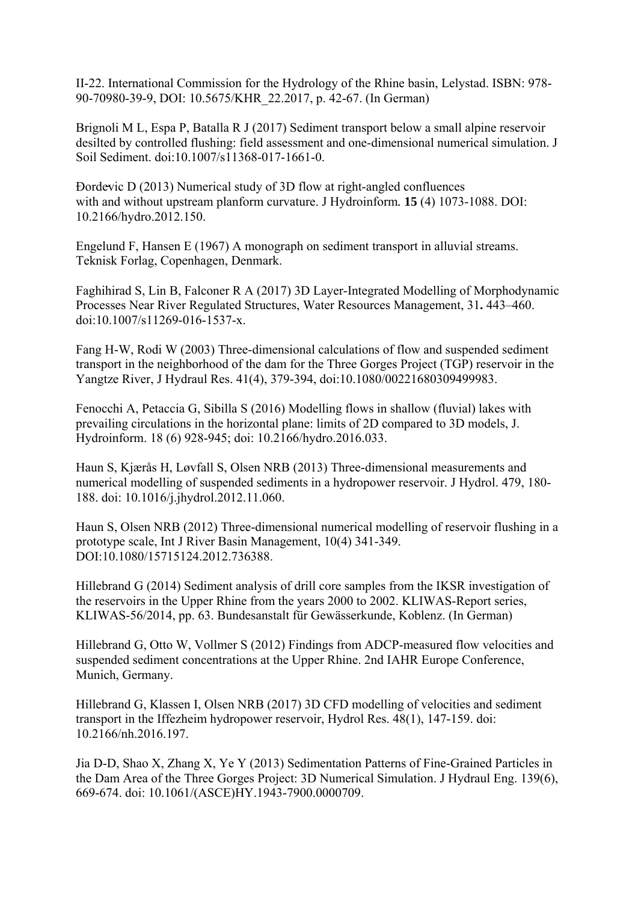II-22. International Commission for the Hydrology of the Rhine basin, Lelystad. ISBN: 978-90-70980-39-9, DOI: 10.5675/KHR_22.2017, p. 42-67. (In German)

Brignoli M L, Espa P, Batalla R J (2017) Sediment transport below a small alpine reservoir desilted by controlled flushing: field assessment and one-dimensional numerical simulation. J Soil Sediment. doi:10.1007/s11368-017-1661-0.

Đorđević D (2013) Numerical study of 3D flow at right-angled confluences with and without upstream planform curvature. J Hydroinform. **15** (4) 1073-1088. DOI: 10.2166/hydro.2012.150.

Engelund F, Hansen E (1967) A monograph on sediment transport in alluvial streams. Teknisk Forlag, Copenhagen, Denmark.

Faghihirad S, Lin B, Falconer R A (2017) 3D Layer-Integrated Modelling of Morphodynamic Processes Near River Regulated Structures, Water Resources Management, 31**.** 443–460. doi:10.1007/s11269-016-1537-x.

Fang H-W, Rodi W (2003) Three-dimensional calculations of flow and suspended sediment transport in the neighborhood of the dam for the Three Gorges Project (TGP) reservoir in the Yangtze River, J Hydraul Res. 41(4), 379-394, doi:10.1080/00221680309499983.

Fenocchi A, Petaccia G, Sibilla S (2016) Modelling flows in shallow (fluvial) lakes with prevailing circulations in the horizontal plane: limits of 2D compared to 3D models, J. Hydroinform. 18 (6) 928-945; doi: 10.2166/hydro.2016.033.

Haun S, Kjærås H, Løvfall S, Olsen NRB (2013) Three-dimensional measurements and numerical modelling of suspended sediments in a hydropower reservoir. J Hydrol. 479, 180-188. doi: 10.1016/j.jhydrol.2012.11.060.

Haun S, Olsen NRB (2012) Three-dimensional numerical modelling of reservoir flushing in a prototype scale, Int J River Basin Management, 10(4) 341-349. DOI:10.1080/15715124.2012.736388.

Hillebrand G (2014) Sediment analysis of drill core samples from the IKSR investigation of the reservoirs in the Upper Rhine from the years 2000 to 2002. KLIWAS-Report series, KLIWAS-56/2014, pp. 63. Bundesanstalt für Gewässerkunde, Koblenz. (In German)

Hillebrand G, Otto W, Vollmer S (2012) Findings from ADCP-measured flow velocities and suspended sediment concentrations at the Upper Rhine. 2nd IAHR Europe Conference, Munich, Germany.

Hillebrand G, Klassen I, Olsen NRB (2017) 3D CFD modelling of velocities and sediment transport in the Iffezheim hydropower reservoir, Hydrol Res. 48(1), 147-159. doi: 10.2166/nh.2016.197.

Jia D-D, Shao X, Zhang X, Ye Y (2013) Sedimentation Patterns of Fine-Grained Particles in the Dam Area of the Three Gorges Project: 3D Numerical Simulation. J Hydraul Eng. 139(6), 669-674. doi: 10.1061/(ASCE)HY.1943-7900.0000709.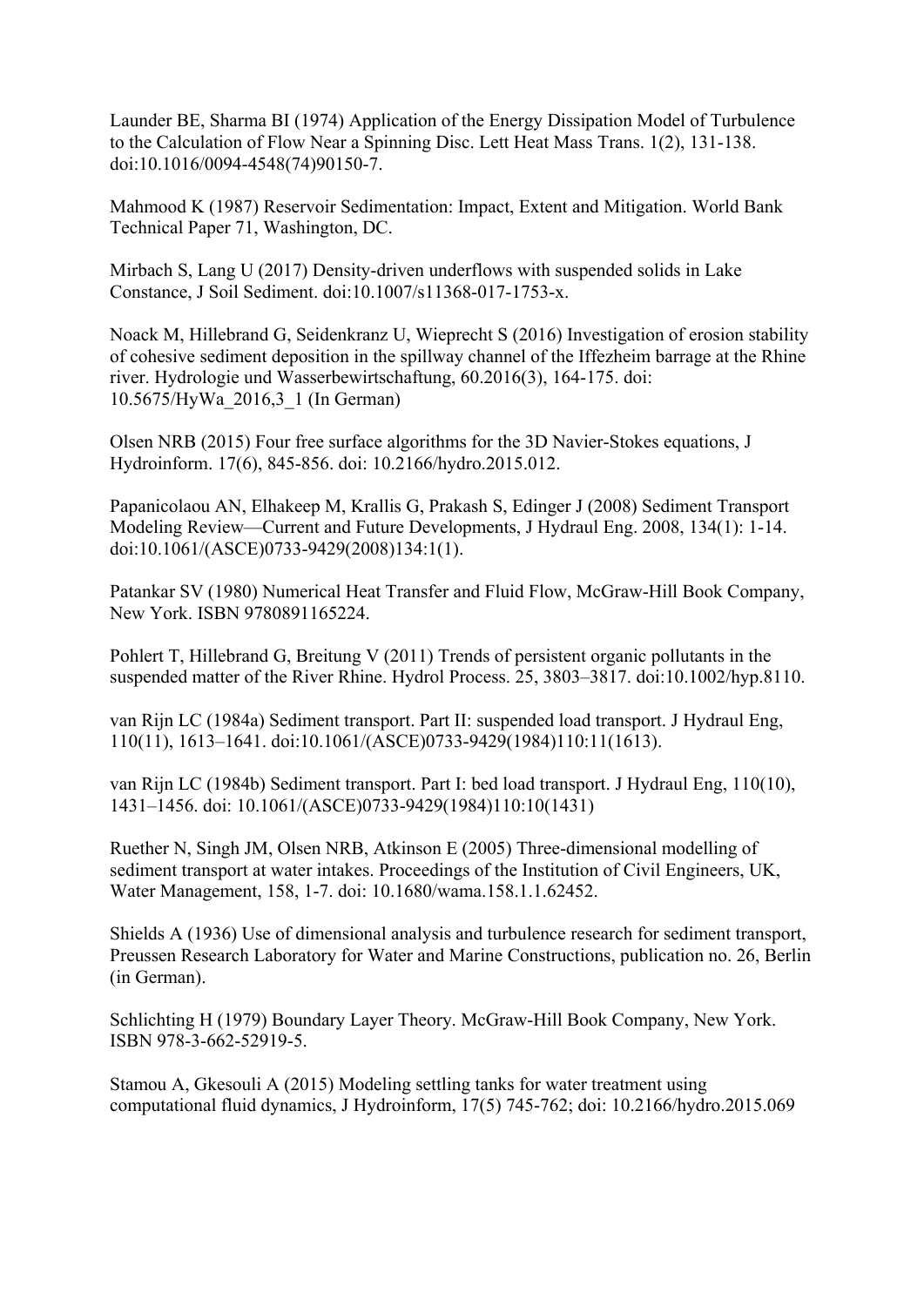Launder BE, Sharma BI (1974) Application of the Energy Dissipation Model of Turbulence to the Calculation of Flow Near a Spinning Disc. Lett Heat Mass Trans. 1(2), 131-138. doi:10.1016/0094-4548(74)90150-7.

Mahmood K (1987) Reservoir Sedimentation: Impact, Extent and Mitigation. World Bank Technical Paper 71, Washington, DC.

Mirbach S, Lang U (2017) Density-driven underflows with suspended solids in Lake Constance, J Soil Sediment. doi:10.1007/s11368-017-1753-x.

Noack M, Hillebrand G, Seidenkranz U, Wieprecht S (2016) Investigation of erosion stability of cohesive sediment deposition in the spillway channel of the Iffezheim barrage at the Rhine river. Hydrologie und Wasserbewirtschaftung, 60.2016(3), 164-175. doi: 10.5675/HyWa_2016,3_1 (In German)

Olsen NRB (2015) Four free surface algorithms for the 3D Navier-Stokes equations, J Hydroinform. 17(6), 845-856. doi: 10.2166/hydro.2015.012.

Papanicolaou AN, Elhakeep M, Krallis G, Prakash S, Edinger J (2008) Sediment Transport Modeling Review—Current and Future Developments, J Hydraul Eng. 2008, 134(1): 1-14. doi:10.1061/(ASCE)0733-9429(2008)134:1(1).

Patankar SV (1980) Numerical Heat Transfer and Fluid Flow, McGraw-Hill Book Company, New York. ISBN 9780891165224.

Pohlert T, Hillebrand G, Breitung V (2011) Trends of persistent organic pollutants in the suspended matter of the River Rhine. Hydrol Process. 25, 3803–3817. doi:10.1002/hyp.8110.

van Rijn LC (1984a) Sediment transport. Part II: suspended load transport. J Hydraul Eng, 110(11), 1613–1641. doi:10.1061/(ASCE)0733-9429(1984)110:11(1613).

van Rijn LC (1984b) Sediment transport. Part I: bed load transport. J Hydraul Eng, 110(10), 1431–1456. doi: 10.1061/(ASCE)0733-9429(1984)110:10(1431)

Ruether N, Singh JM, Olsen NRB, Atkinson E (2005) Three-dimensional modelling of sediment transport at water intakes. Proceedings of the Institution of Civil Engineers, UK, Water Management, 158, 1-7. doi: 10.1680/wama.158.1.1.62452.

Shields A (1936) Use of dimensional analysis and turbulence research for sediment transport, Preussen Research Laboratory for Water and Marine Constructions, publication no. 26, Berlin (in German).

Schlichting H (1979) Boundary Layer Theory. McGraw-Hill Book Company, New York. ISBN 978-3-662-52919-5.

Stamou A, Gkesouli A (2015) Modeling settling tanks for water treatment using computational fluid dynamics, J Hydroinform, 17(5) 745-762; doi: 10.2166/hydro.2015.069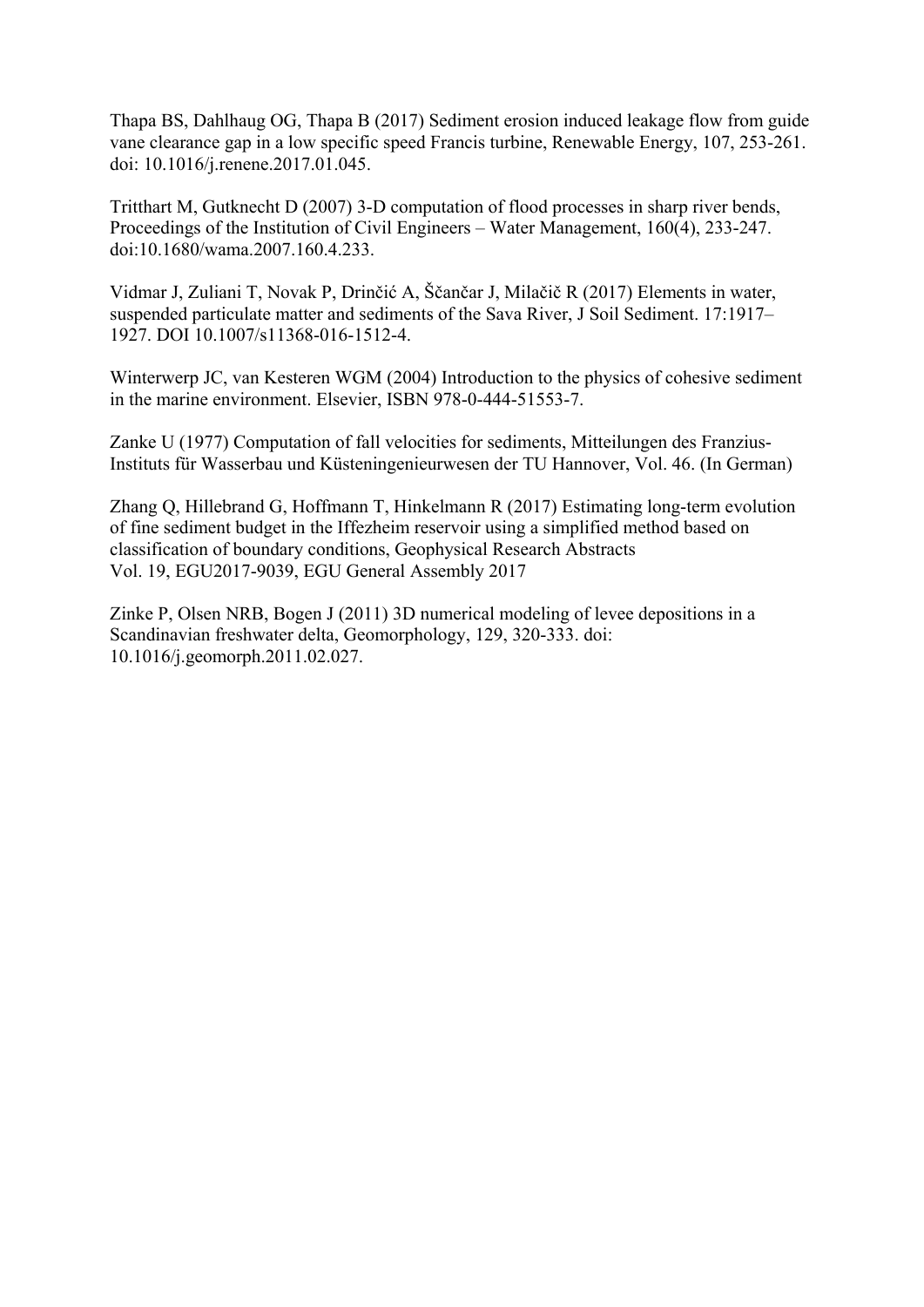Thapa BS, Dahlhaug OG, Thapa B (2017) Sediment erosion induced leakage flow from guide vane clearance gap in a low specific speed Francis turbine, Renewable Energy, 107, 253-261. doi: 10.1016/j.renene.2017.01.045.

Tritthart M, Gutknecht D (2007) 3-D computation of flood processes in sharp river bends, Proceedings of the Institution of Civil Engineers – Water Management, 160(4), 233-247. doi:10.1680/wama.2007.160.4.233.

Vidmar J, Zuliani T, Novak P, Drinčić A, Ščančar J, Milačič R (2017) Elements in water, suspended particulate matter and sediments of the Sava River, J Soil Sediment. 17:1917–1927. DOI 10.1007/s11368-016-1512-4.

Winterwerp JC, van Kesteren WGM (2004) Introduction to the physics of cohesive sediment in the marine environment. Elsevier, ISBN 978-0-444-51553-7.

Zanke U (1977) Computation of fall velocities for sediments, Mitteilungen des Franzius-Instituts für Wasserbau und Küsteningenieurwesen der TU Hannover, Vol. 46. (In German)

Zhang Q, Hillebrand G, Hoffmann T, Hinkelmann R (2017) Estimating long-term evolution of fine sediment budget in the Iffezheim reservoir using a simplified method based on classification of boundary conditions, Geophysical Research Abstracts Vol. 19, EGU2017-9039, EGU General Assembly 2017

Zinke P, Olsen NRB, Bogen J (2011) 3D numerical modeling of levee depositions in a Scandinavian freshwater delta, Geomorphology, 129, 320-333. doi: 10.1016/j.geomorph.2011.02.027.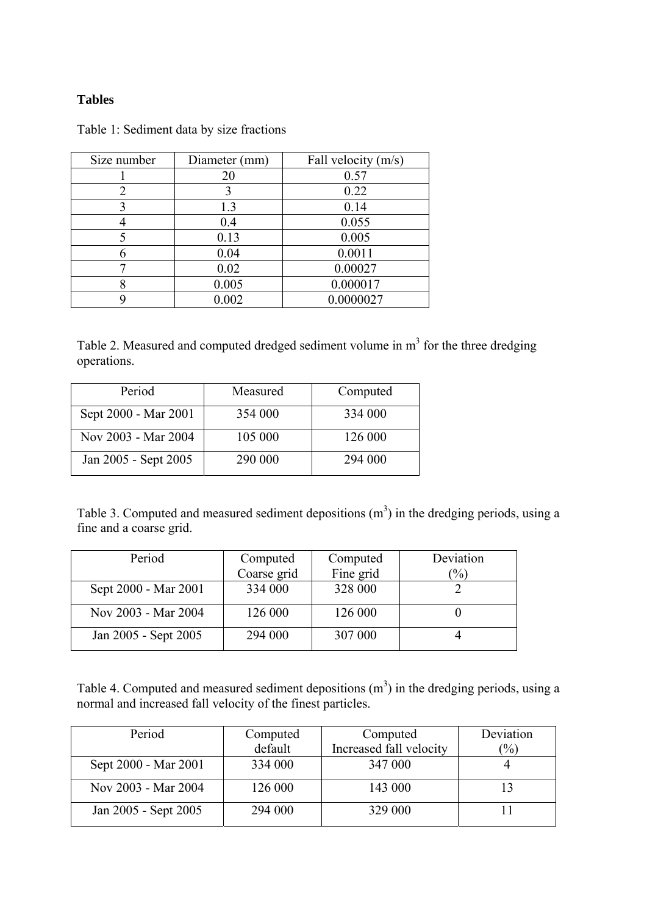**Tables**

Table 1: Sediment data by size fractions

| Size number | Diameter (mm) | Fall velocity (m/s) |
|---|---|---|
| 1 | 20 | 0.57 |
| 2 | 3 | 0.22 |
| 3 | 1.3 | 0.14 |
| 4 | 0.4 | 0.055 |
| 5 | 0.13 | 0.005 |
| 6 | 0.04 | 0.0011 |
| 7 | 0.02 | 0.00027 |
| 8 | 0.005 | 0.000017 |
| 9 | 0.002 | 0.0000027 |

Table 2. Measured and computed dredged sediment volume in $m^3$ for the three dredging operations.

| Period | Measured | Computed |
|---|---|---|
| Sept 2000 - Mar 2001 | 354 000 | 334 000 |
| Nov 2003 - Mar 2004 | 105 000 | 126 000 |
| Jan 2005 - Sept 2005 | 290 000 | 294 000 |

Table 3. Computed and measured sediment depositions ($m^3$) in the dredging periods, using a fine and a coarse grid.

| Period | Computed Coarse grid | Computed Fine grid | Deviation (%) |
|---|---|---|---|
| Sept 2000 - Mar 2001 | 334 000 | 328 000 | 2 |
| Nov 2003 - Mar 2004 | 126 000 | 126 000 | 0 |
| Jan 2005 - Sept 2005 | 294 000 | 307 000 | 4 |

Table 4. Computed and measured sediment depositions ($m^3$) in the dredging periods, using a normal and increased fall velocity of the finest particles.

| Period | Computed default | Computed Increased fall velocity | Deviation (%) |
|---|---|---|---|
| Sept 2000 - Mar 2001 | 334 000 | 347 000 | 4 |
| Nov 2003 - Mar 2004 | 126 000 | 143 000 | 13 |
| Jan 2005 - Sept 2005 | 294 000 | 329 000 | 11 |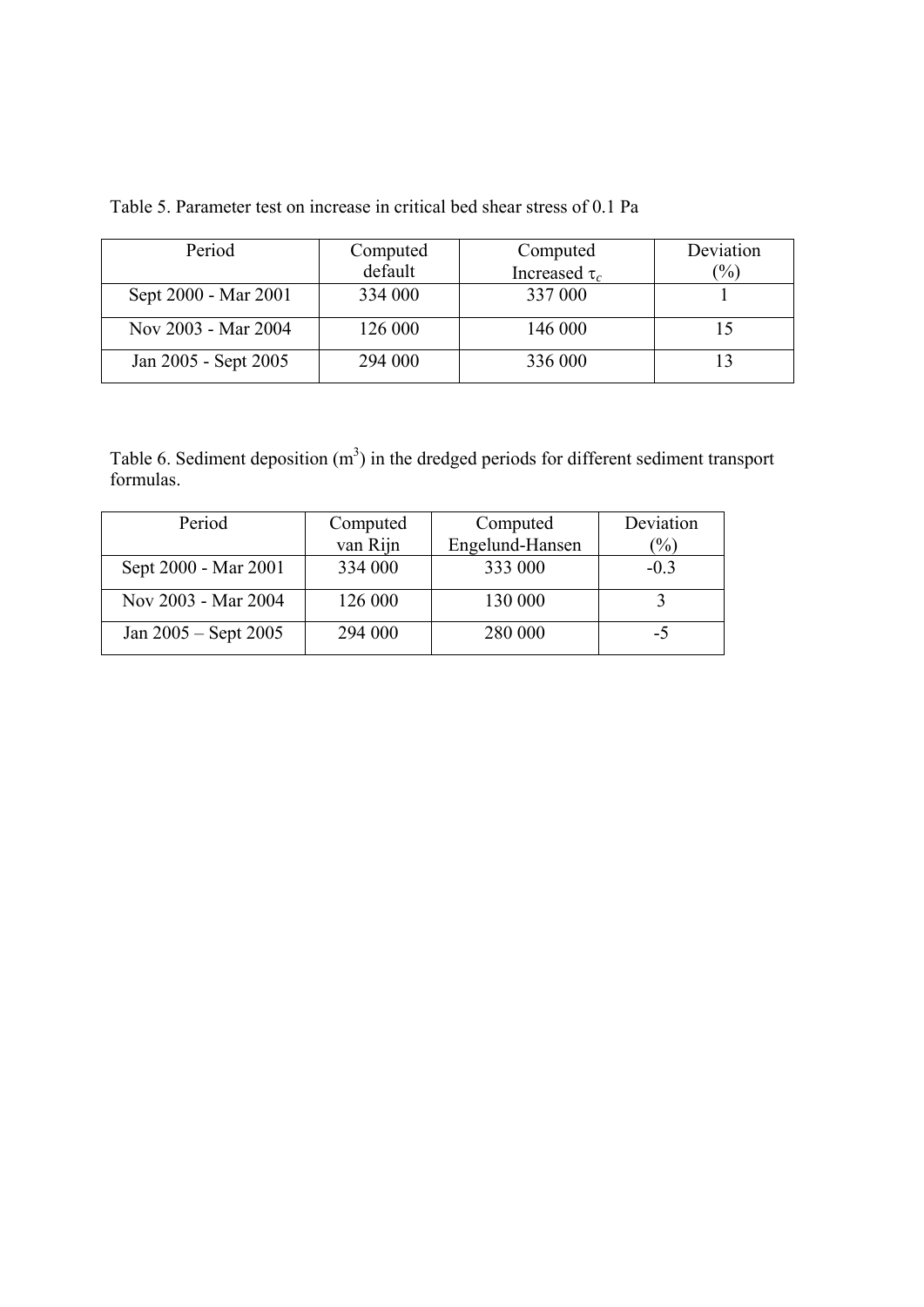Table 5. Parameter test on increase in critical bed shear stress of 0.1 Pa

| Period | Computed default | Computed Increased $\tau_c$ | Deviation (%) |
|---|---|---|---|
| Sept 2000 - Mar 2001 | 334 000 | 337 000 | 1 |
| Nov 2003 - Mar 2004 | 126 000 | 146 000 | 15 |
| Jan 2005 - Sept 2005 | 294 000 | 336 000 | 13 |

Table 6. Sediment deposition ($m^3$) in the dredged periods for different sediment transport formulas.

| Period | Computed van Rijn | Computed Engelund-Hansen | Deviation (%) |
|---|---|---|---|
| Sept 2000 - Mar 2001 | 334 000 | 333 000 | -0.3 |
| Nov 2003 - Mar 2004 | 126 000 | 130 000 | 3 |
| Jan 2005 – Sept 2005 | 294 000 | 280 000 | -5 |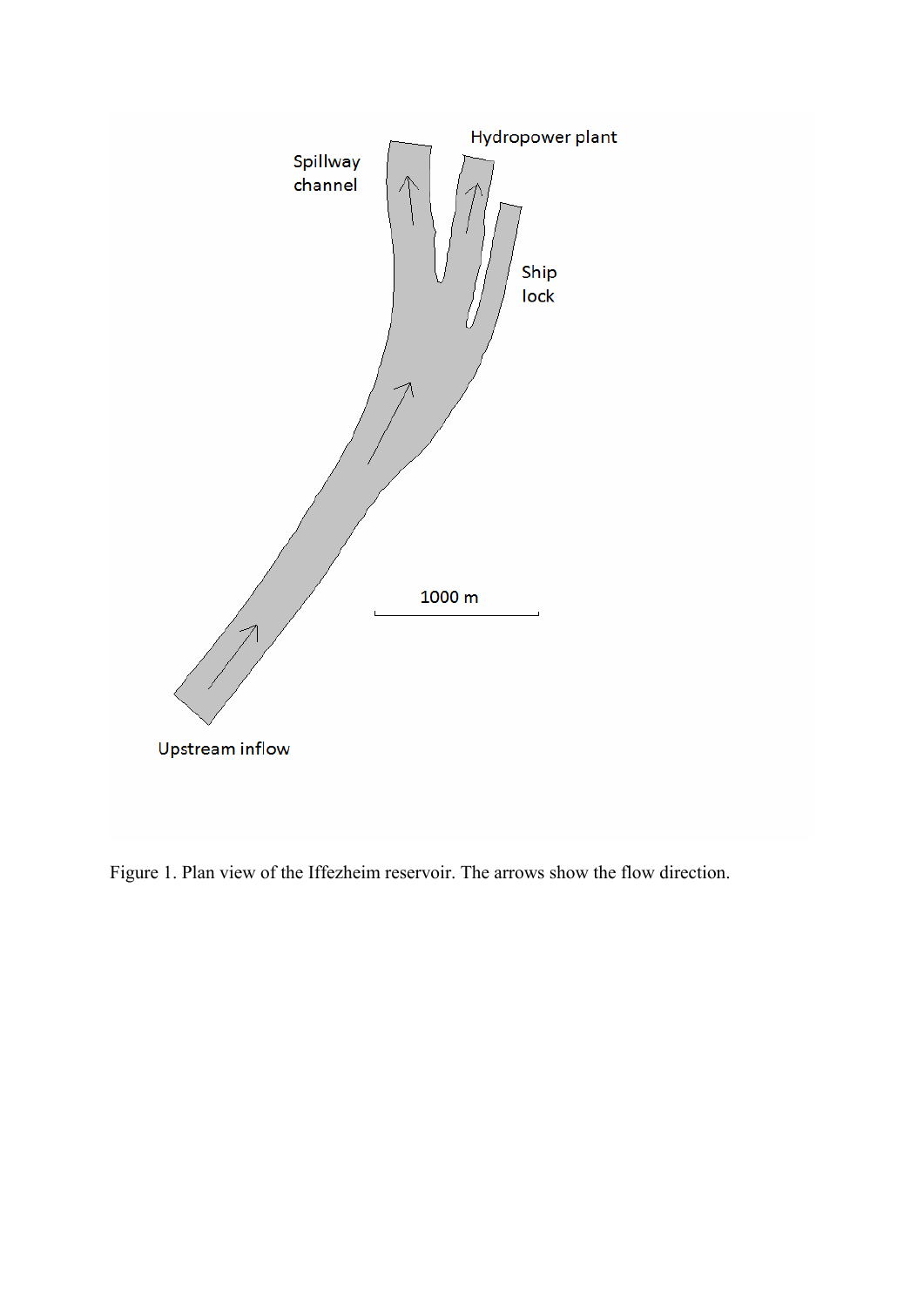Figure 1. Plan view of the Iffezheim reservoir. The arrows show the flow direction.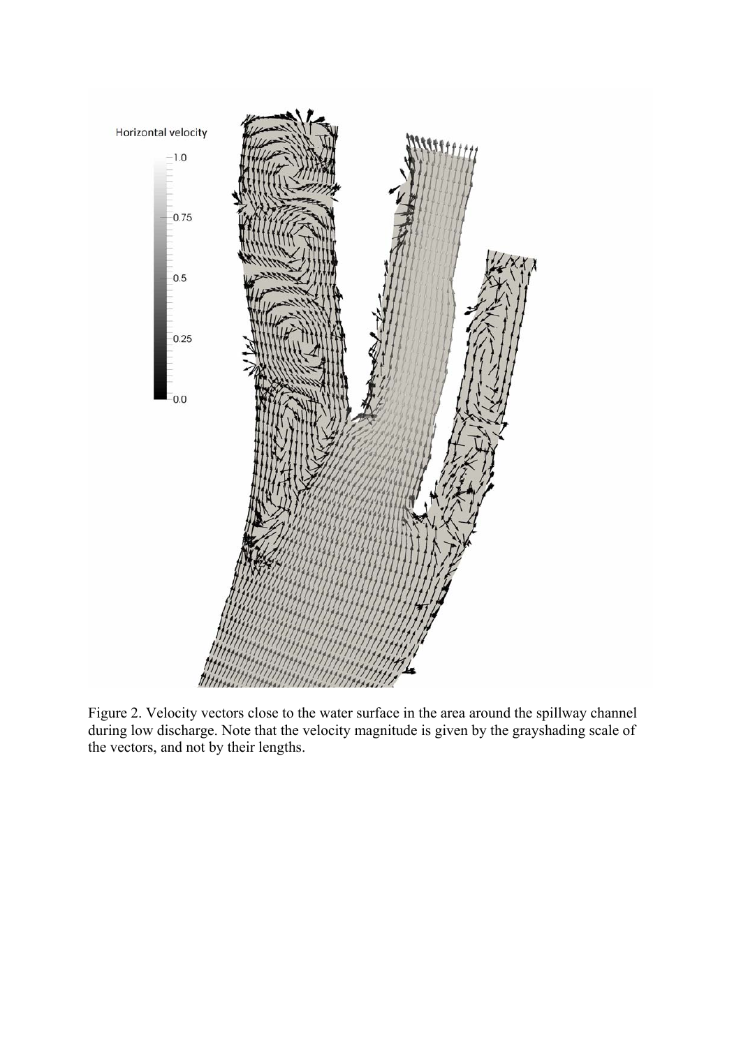Figure 2. Velocity vectors close to the water surface in the area around the spillway channel during low discharge. Note that the velocity magnitude is given by the grayshading scale of the vectors, and not by their lengths.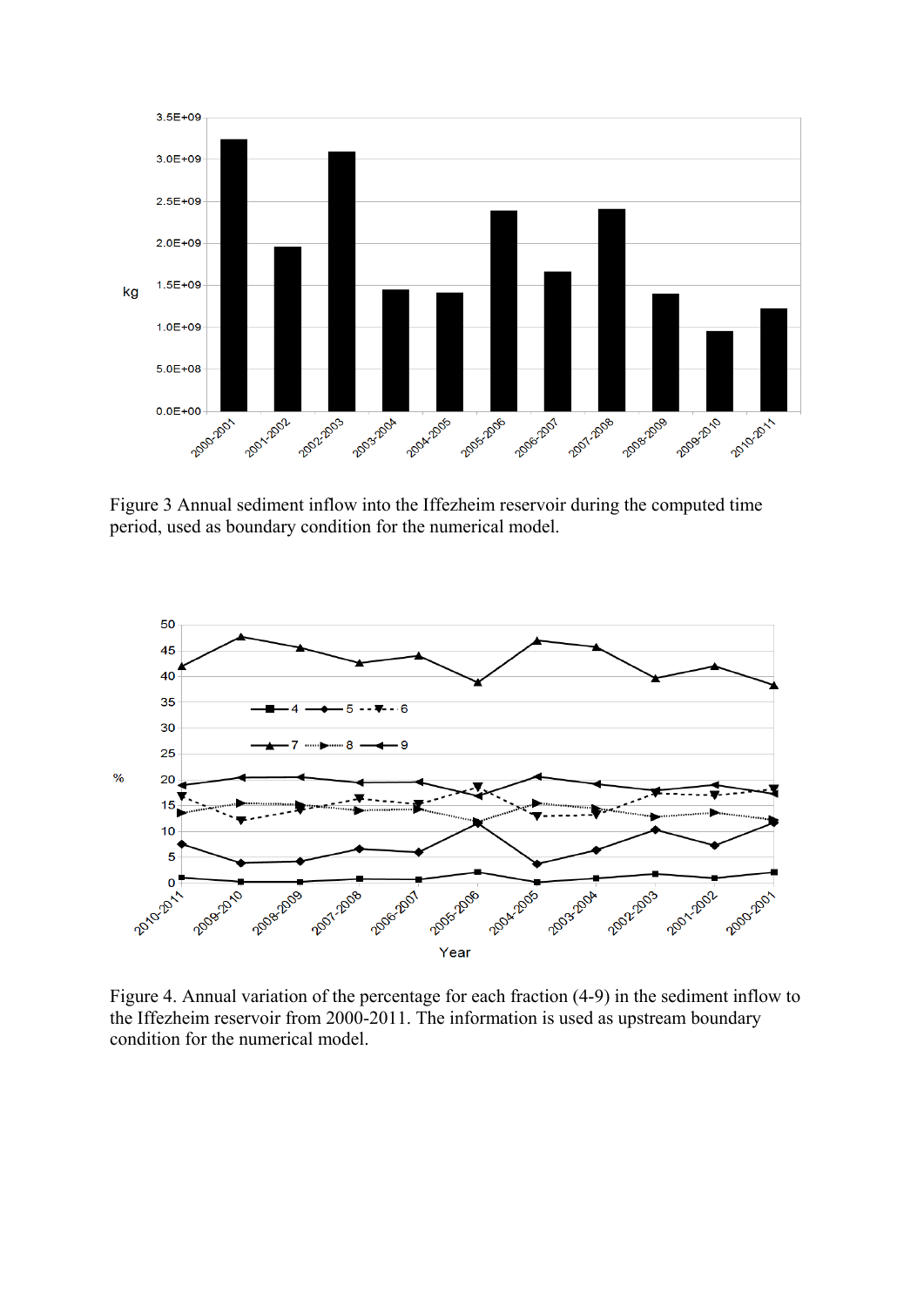Figure 3 Annual sediment inflow into the Iffezheim reservoir during the computed time period, used as boundary condition for the numerical model.

Figure 4. Annual variation of the percentage for each fraction (4-9) in the sediment inflow to the Iffezheim reservoir from 2000-2011. The information is used as upstream boundary condition for the numerical model.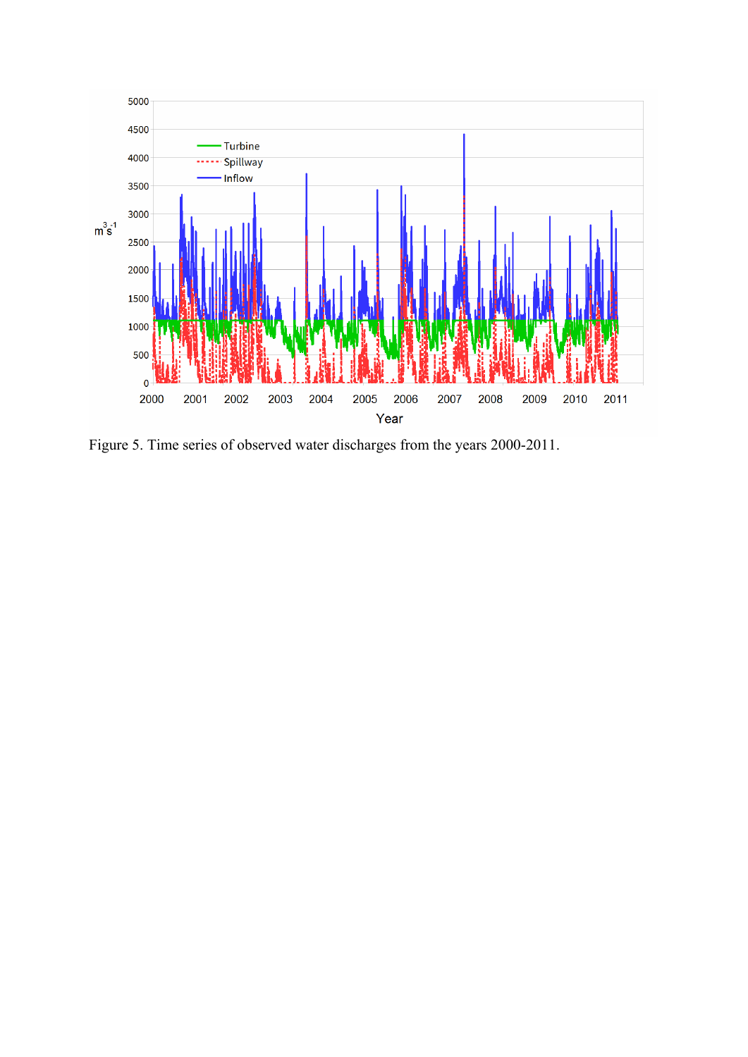Figure 5. Time series of observed water discharges from the years 2000-2011.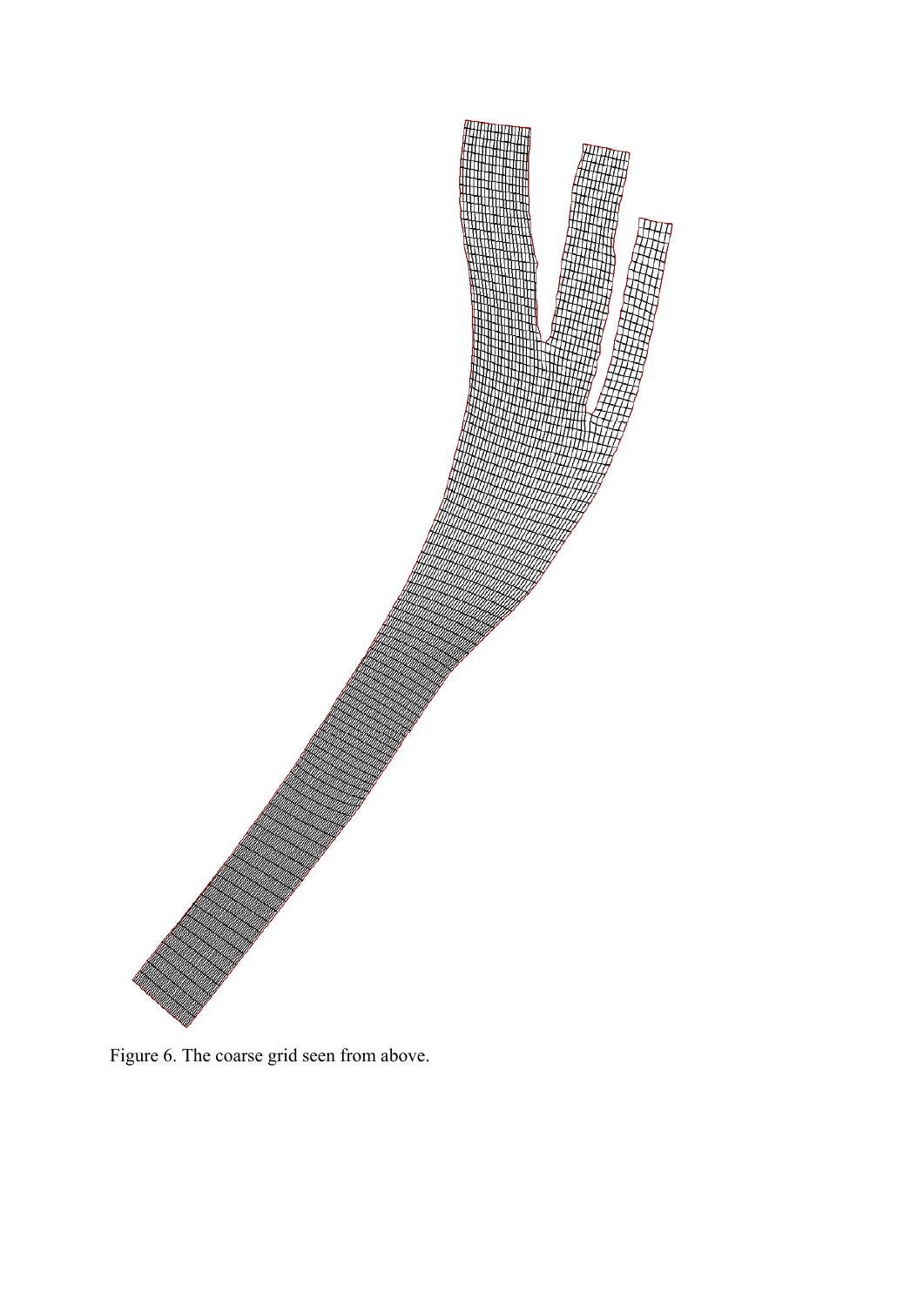Figure 6. The coarse grid seen from above.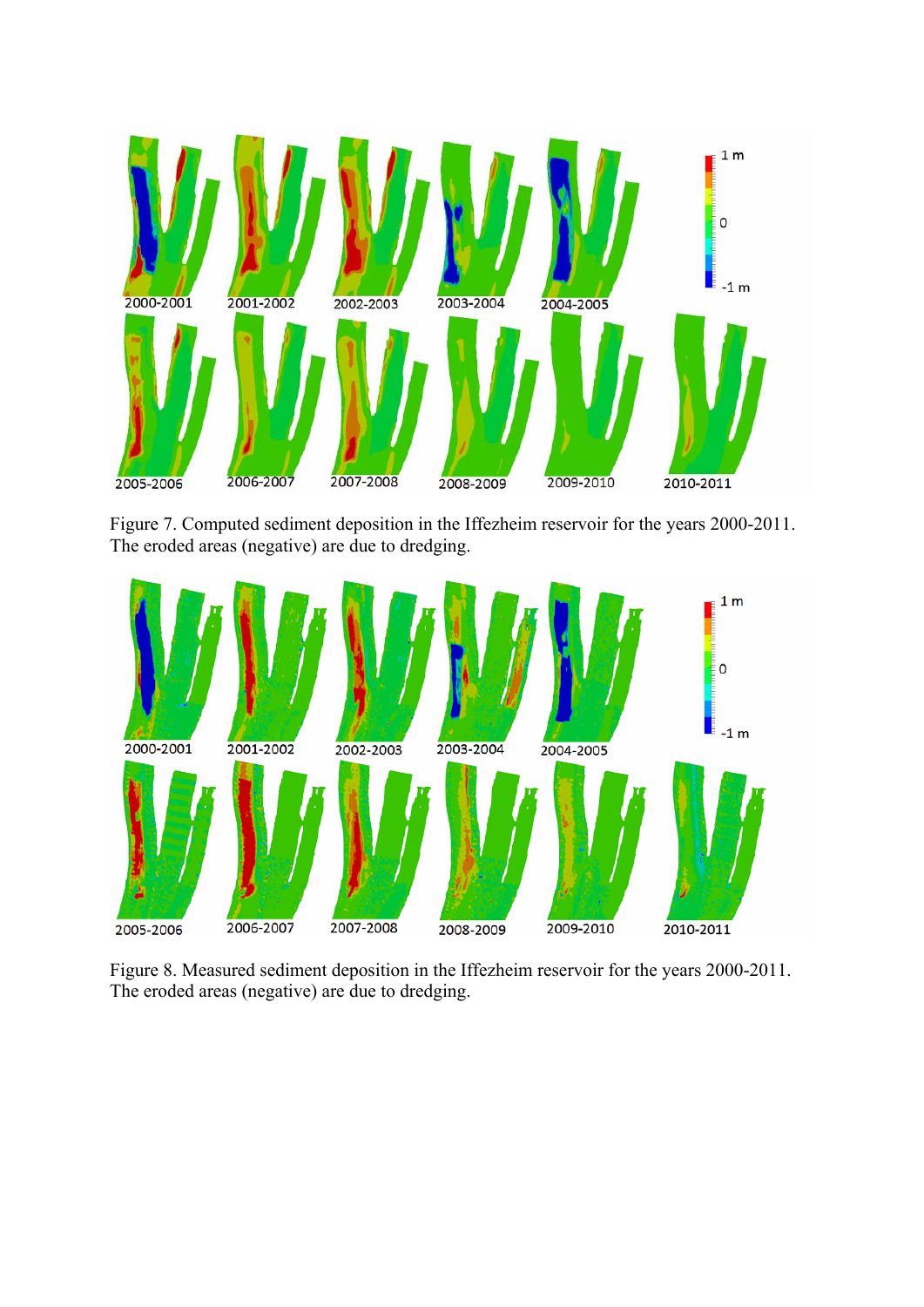Figure 7. Computed sediment deposition in the Iffezheim reservoir for the years 2000-2011. The eroded areas (negative) are due to dredging.

Figure 8. Measured sediment deposition in the Iffezheim reservoir for the years 2000-2011. The eroded areas (negative) are due to dredging.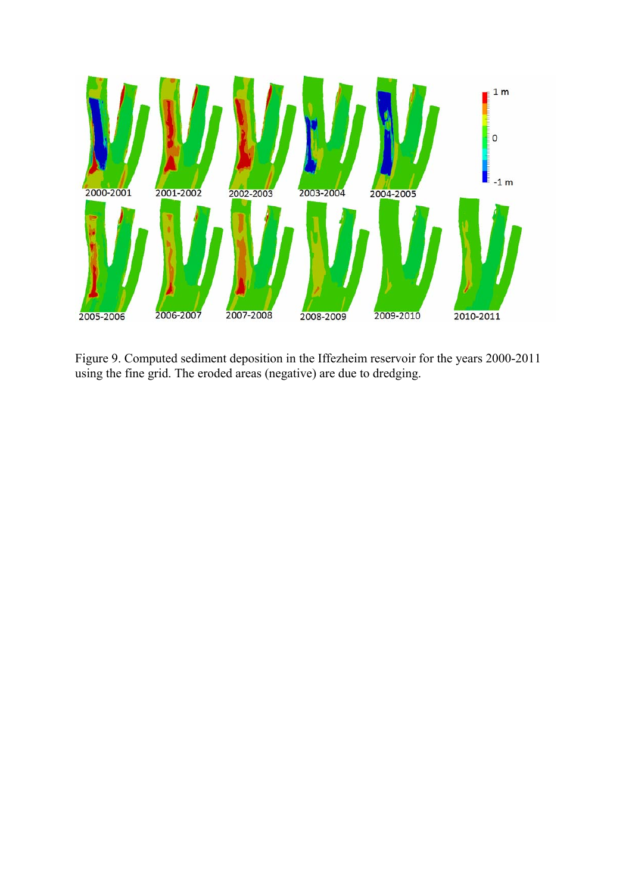1 m

0

-1 m

2000-2001

2001-2002

2002-2003

2003-2004

2004-2005

2005-2006

2006-2007

2007-2008

2008-2009

2009-2010

2010-2011

Figure 9. Computed sediment deposition in the Iffezheim reservoir for the years 2000-2011 using the fine grid. The eroded areas (negative) are due to dredging.